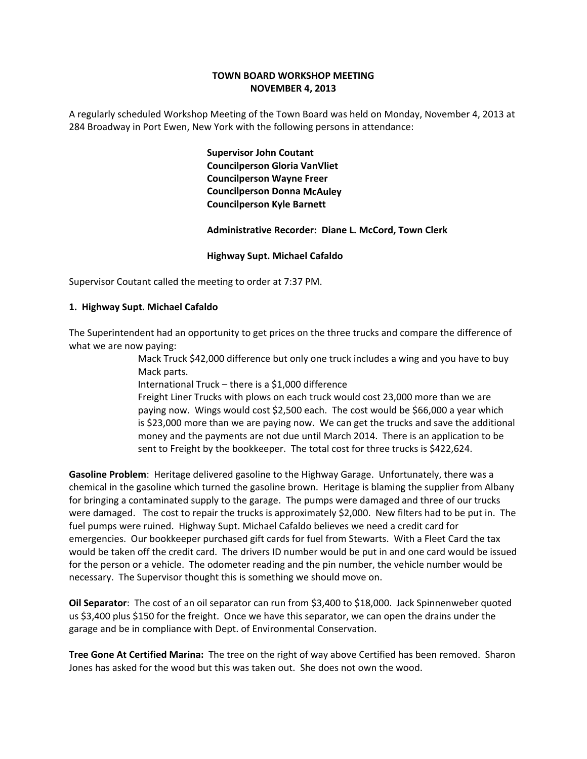# TOWN BOARD WORKSHOP MEETING
## NOVEMBER 4, 2013

A regularly scheduled Workshop Meeting of the Town Board was held on Monday, November 4, 2013 at 284 Broadway in Port Ewen, New York with the following persons in attendance:

**Supervisor John Coutant**
**Councilperson Gloria VanVliet**
**Councilperson Wayne Freer**
**Councilperson Donna McAuley**
**Councilperson Kyle Barnett**

**Administrative Recorder: Diane L. McCord, Town Clerk**

**Highway Supt. Michael Cafaldo**

Supervisor Coutant called the meeting to order at 7:37 PM.

**1. Highway Supt. Michael Cafaldo**

The Superintendent had an opportunity to get prices on the three trucks and compare the difference of what we are now paying:

> Mack Truck $42,000 difference but only one truck includes a wing and you have to buy Mack parts.
> International Truck – there is a $1,000 difference
> Freight Liner Trucks with plows on each truck would cost 23,000 more than we are paying now. Wings would cost $2,500 each. The cost would be $66,000 a year which is $23,000 more than we are paying now. We can get the trucks and save the additional money and the payments are not due until March 2014. There is an application to be sent to Freight by the bookkeeper. The total cost for three trucks is $422,624.

**Gasoline Problem**: Heritage delivered gasoline to the Highway Garage. Unfortunately, there was a chemical in the gasoline which turned the gasoline brown. Heritage is blaming the supplier from Albany for bringing a contaminated supply to the garage. The pumps were damaged and three of our trucks were damaged. The cost to repair the trucks is approximately $2,000. New filters had to be put in. The fuel pumps were ruined. Highway Supt. Michael Cafaldo believes we need a credit card for emergencies. Our bookkeeper purchased gift cards for fuel from Stewarts. With a Fleet Card the tax would be taken off the credit card. The drivers ID number would be put in and one card would be issued for the person or a vehicle. The odometer reading and the pin number, the vehicle number would be necessary. The Supervisor thought this is something we should move on.

**Oil Separator**: The cost of an oil separator can run from $3,400 to $18,000. Jack Spinnenweber quoted us $3,400 plus $150 for the freight. Once we have this separator, we can open the drains under the garage and be in compliance with Dept. of Environmental Conservation.

**Tree Gone At Certified Marina:** The tree on the right of way above Certified has been removed. Sharon Jones has asked for the wood but this was taken out. She does not own the wood.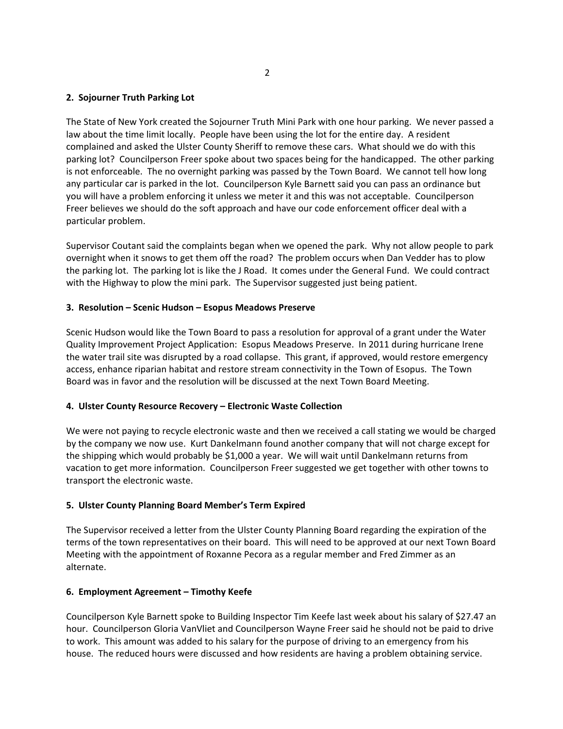**2. Sojourner Truth Parking Lot**

The State of New York created the Sojourner Truth Mini Park with one hour parking. We never passed a law about the time limit locally. People have been using the lot for the entire day. A resident complained and asked the Ulster County Sheriff to remove these cars. What should we do with this parking lot? Councilperson Freer spoke about two spaces being for the handicapped. The other parking is not enforceable. The no overnight parking was passed by the Town Board. We cannot tell how long any particular car is parked in the lot. Councilperson Kyle Barnett said you can pass an ordinance but you will have a problem enforcing it unless we meter it and this was not acceptable. Councilperson Freer believes we should do the soft approach and have our code enforcement officer deal with a particular problem.

Supervisor Coutant said the complaints began when we opened the park. Why not allow people to park overnight when it snows to get them off the road? The problem occurs when Dan Vedder has to plow the parking lot. The parking lot is like the J Road. It comes under the General Fund. We could contract with the Highway to plow the mini park. The Supervisor suggested just being patient.

**3. Resolution – Scenic Hudson – Esopus Meadows Preserve**

Scenic Hudson would like the Town Board to pass a resolution for approval of a grant under the Water Quality Improvement Project Application: Esopus Meadows Preserve. In 2011 during hurricane Irene the water trail site was disrupted by a road collapse. This grant, if approved, would restore emergency access, enhance riparian habitat and restore stream connectivity in the Town of Esopus. The Town Board was in favor and the resolution will be discussed at the next Town Board Meeting.

**4. Ulster County Resource Recovery – Electronic Waste Collection**

We were not paying to recycle electronic waste and then we received a call stating we would be charged by the company we now use. Kurt Dankelmann found another company that will not charge except for the shipping which would probably be $1,000 a year. We will wait until Dankelmann returns from vacation to get more information. Councilperson Freer suggested we get together with other towns to transport the electronic waste.

**5. Ulster County Planning Board Member's Term Expired**

The Supervisor received a letter from the Ulster County Planning Board regarding the expiration of the terms of the town representatives on their board. This will need to be approved at our next Town Board Meeting with the appointment of Roxanne Pecora as a regular member and Fred Zimmer as an alternate.

**6. Employment Agreement – Timothy Keefe**

Councilperson Kyle Barnett spoke to Building Inspector Tim Keefe last week about his salary of $27.47 an hour. Councilperson Gloria VanVliet and Councilperson Wayne Freer said he should not be paid to drive to work. This amount was added to his salary for the purpose of driving to an emergency from his house. The reduced hours were discussed and how residents are having a problem obtaining service.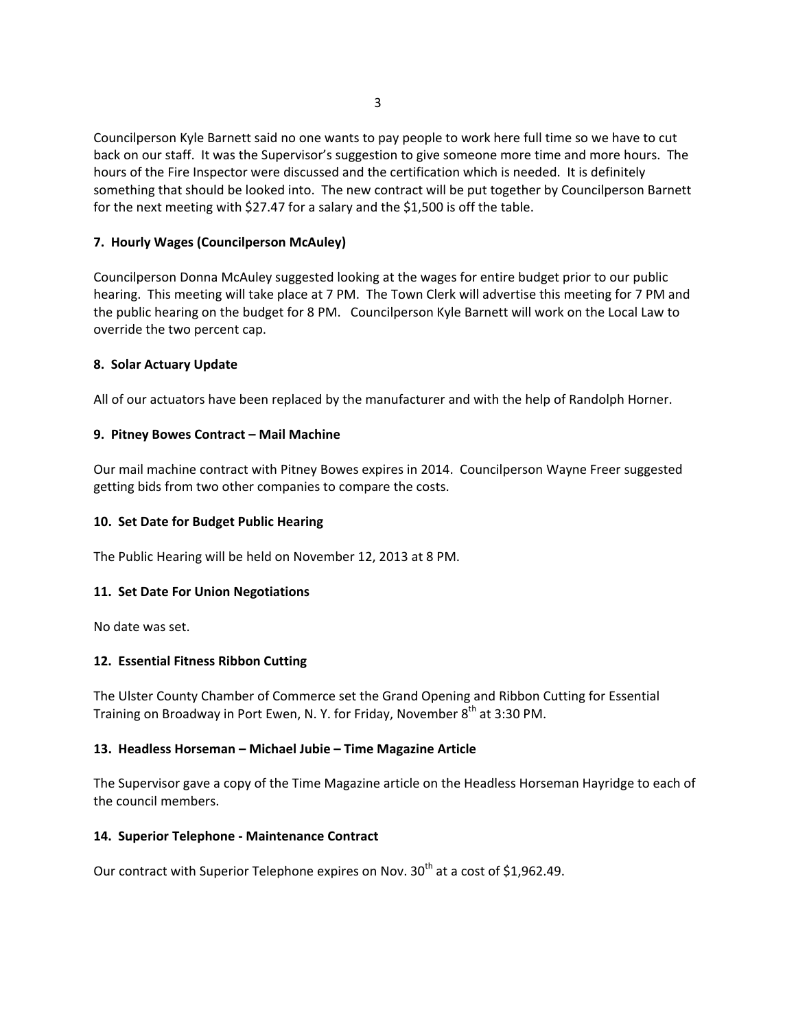Councilperson Kyle Barnett said no one wants to pay people to work here full time so we have to cut back on our staff. It was the Supervisor's suggestion to give someone more time and more hours. The hours of the Fire Inspector were discussed and the certification which is needed. It is definitely something that should be looked into. The new contract will be put together by Councilperson Barnett for the next meeting with $27.47 for a salary and the $1,500 is off the table.

**7. Hourly Wages (Councilperson McAuley)**

Councilperson Donna McAuley suggested looking at the wages for entire budget prior to our public hearing. This meeting will take place at 7 PM. The Town Clerk will advertise this meeting for 7 PM and the public hearing on the budget for 8 PM. Councilperson Kyle Barnett will work on the Local Law to override the two percent cap.

**8. Solar Actuary Update**

All of our actuators have been replaced by the manufacturer and with the help of Randolph Horner.

**9. Pitney Bowes Contract – Mail Machine**

Our mail machine contract with Pitney Bowes expires in 2014. Councilperson Wayne Freer suggested getting bids from two other companies to compare the costs.

**10. Set Date for Budget Public Hearing**

The Public Hearing will be held on November 12, 2013 at 8 PM.

**11. Set Date For Union Negotiations**

No date was set.

**12. Essential Fitness Ribbon Cutting**

The Ulster County Chamber of Commerce set the Grand Opening and Ribbon Cutting for Essential Training on Broadway in Port Ewen, N. Y. for Friday, November 8th at 3:30 PM.

**13. Headless Horseman – Michael Jubie – Time Magazine Article**

The Supervisor gave a copy of the Time Magazine article on the Headless Horseman Hayridge to each of the council members.

**14. Superior Telephone - Maintenance Contract**

Our contract with Superior Telephone expires on Nov. 30th at a cost of $1,962.49.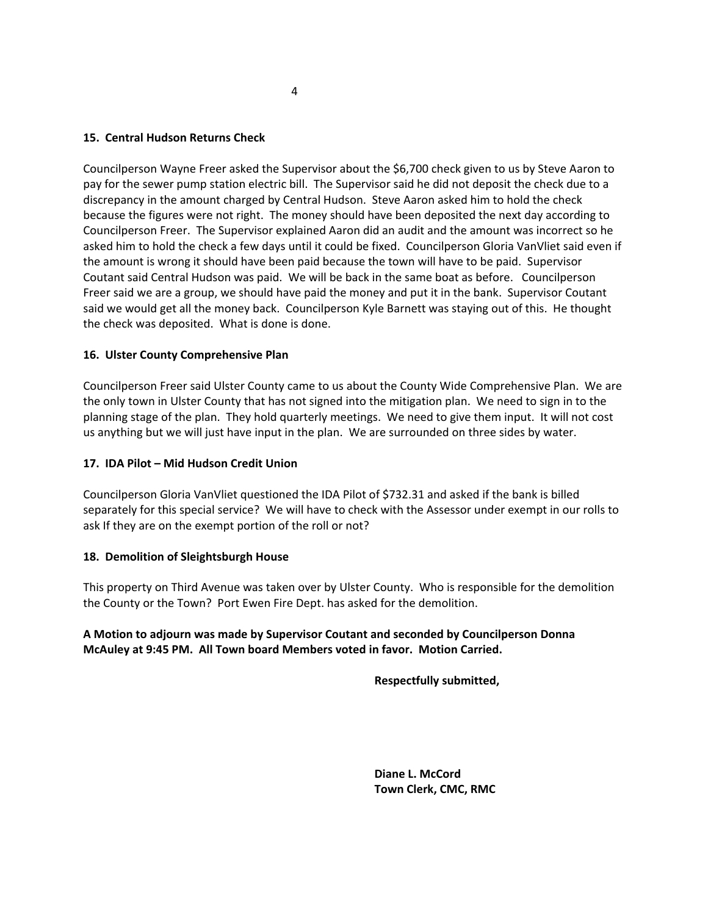**15. Central Hudson Returns Check**

Councilperson Wayne Freer asked the Supervisor about the $6,700 check given to us by Steve Aaron to pay for the sewer pump station electric bill. The Supervisor said he did not deposit the check due to a discrepancy in the amount charged by Central Hudson. Steve Aaron asked him to hold the check because the figures were not right. The money should have been deposited the next day according to Councilperson Freer. The Supervisor explained Aaron did an audit and the amount was incorrect so he asked him to hold the check a few days until it could be fixed. Councilperson Gloria VanVliet said even if the amount is wrong it should have been paid because the town will have to be paid. Supervisor Coutant said Central Hudson was paid. We will be back in the same boat as before. Councilperson Freer said we are a group, we should have paid the money and put it in the bank. Supervisor Coutant said we would get all the money back. Councilperson Kyle Barnett was staying out of this. He thought the check was deposited. What is done is done.

**16. Ulster County Comprehensive Plan**

Councilperson Freer said Ulster County came to us about the County Wide Comprehensive Plan. We are the only town in Ulster County that has not signed into the mitigation plan. We need to sign in to the planning stage of the plan. They hold quarterly meetings. We need to give them input. It will not cost us anything but we will just have input in the plan. We are surrounded on three sides by water.

**17. IDA Pilot – Mid Hudson Credit Union**

Councilperson Gloria VanVliet questioned the IDA Pilot of $732.31 and asked if the bank is billed separately for this special service? We will have to check with the Assessor under exempt in our rolls to ask If they are on the exempt portion of the roll or not?

**18. Demolition of Sleightsburgh House**

This property on Third Avenue was taken over by Ulster County. Who is responsible for the demolition the County or the Town? Port Ewen Fire Dept. has asked for the demolition.

**A Motion to adjourn was made by Supervisor Coutant and seconded by Councilperson Donna McAuley at 9:45 PM. All Town board Members voted in favor. Motion Carried.**

**Respectfully submitted,**

**Diane L. McCord**
**Town Clerk, CMC, RMC**